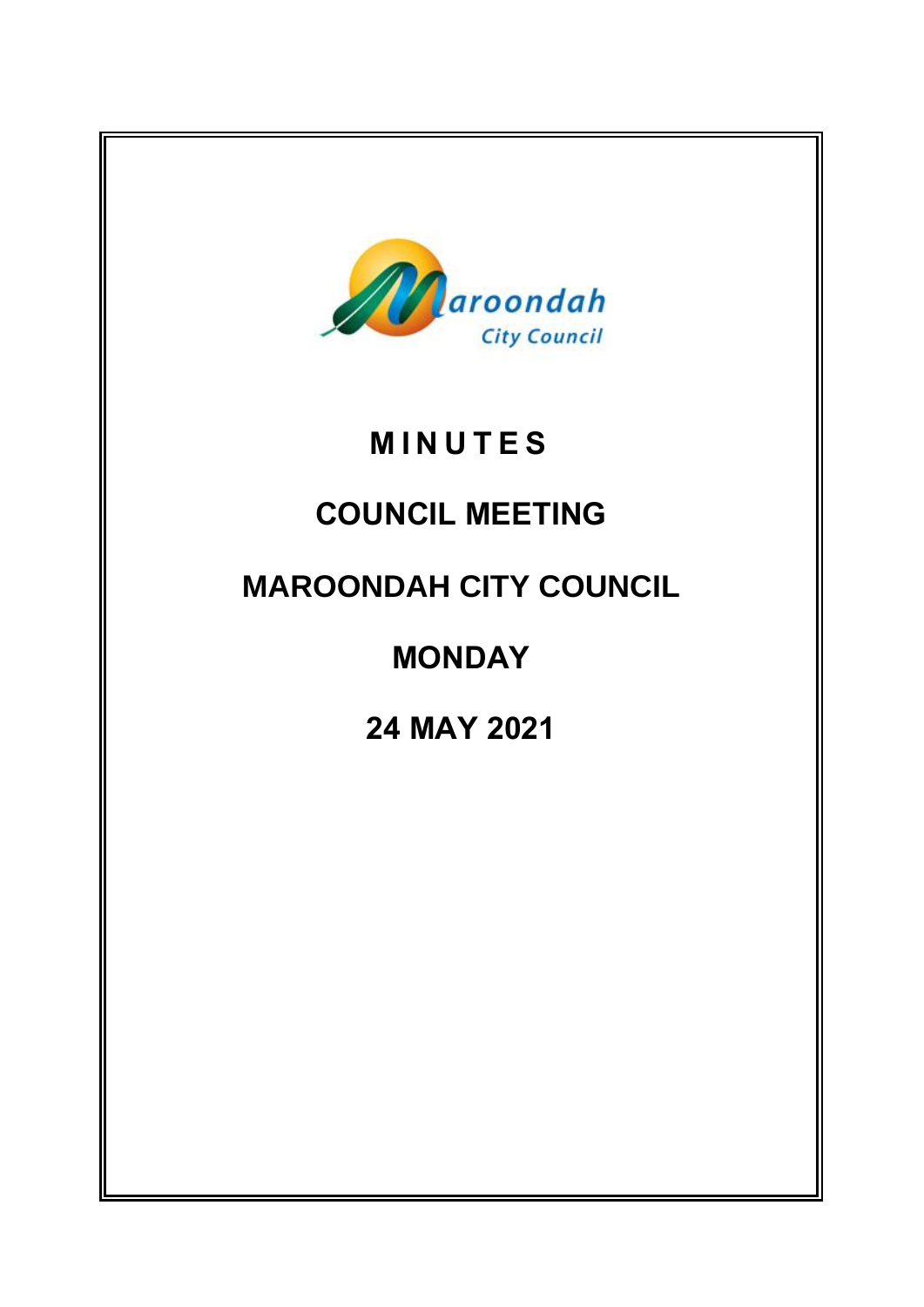# MINUTES

# COUNCIL MEETING

# MAROONDAH CITY COUNCIL

# MONDAY

# 24 MAY 2021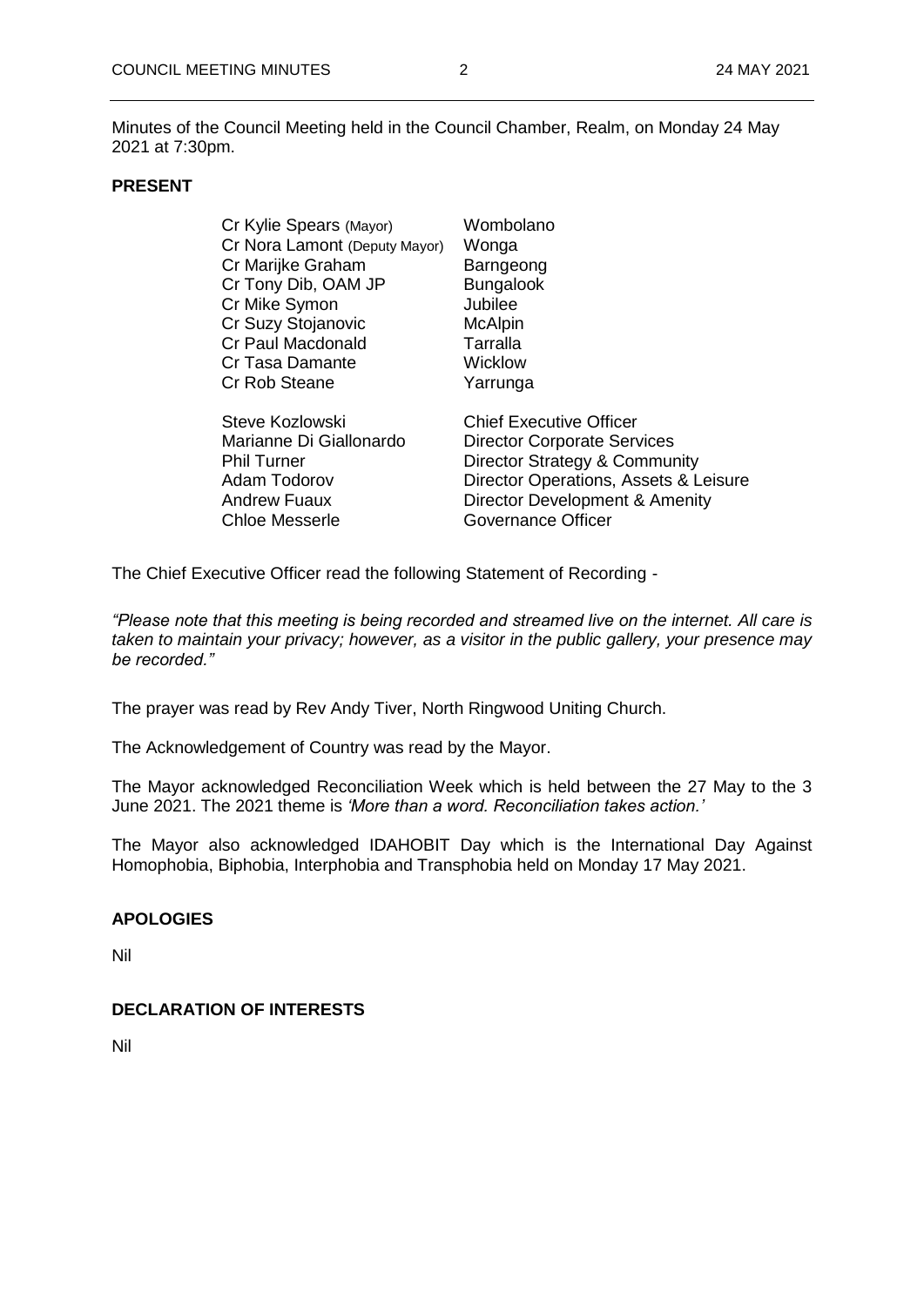Minutes of the Council Meeting held in the Council Chamber, Realm, on Monday 24 May 2021 at 7:30pm.

**PRESENT**

| | |
|---|---|
| Cr Kylie Spears (Mayor) | Wombolano |
| Cr Nora Lamont (Deputy Mayor) | Wonga |
| Cr Marijke Graham | Barngeong |
| Cr Tony Dib, OAM JP | Bungalook |
| Cr Mike Symon | Jubilee |
| Cr Suzy Stojanovic | McAlpin |
| Cr Paul Macdonald | Tarralla |
| Cr Tasa Damante | Wicklow |
| Cr Rob Steane | Yarrunga |

| | |
|---|---|
| Steve Kozlowski | Chief Executive Officer |
| Marianne Di Giallonardo | Director Corporate Services |
| Phil Turner | Director Strategy & Community |
| Adam Todorov | Director Operations, Assets & Leisure |
| Andrew Fuaux | Director Development & Amenity |
| Chloe Messerle | Governance Officer |

The Chief Executive Officer read the following Statement of Recording -

*"Please note that this meeting is being recorded and streamed live on the internet. All care is taken to maintain your privacy; however, as a visitor in the public gallery, your presence may be recorded."*

The prayer was read by Rev Andy Tiver, North Ringwood Uniting Church.

The Acknowledgement of Country was read by the Mayor.

The Mayor acknowledged Reconciliation Week which is held between the 27 May to the 3 June 2021. The 2021 theme is *'More than a word. Reconciliation takes action.'*

The Mayor also acknowledged IDAHOBIT Day which is the International Day Against Homophobia, Biphobia, Interphobia and Transphobia held on Monday 17 May 2021.

**APOLOGIES**

Nil

**DECLARATION OF INTERESTS**

Nil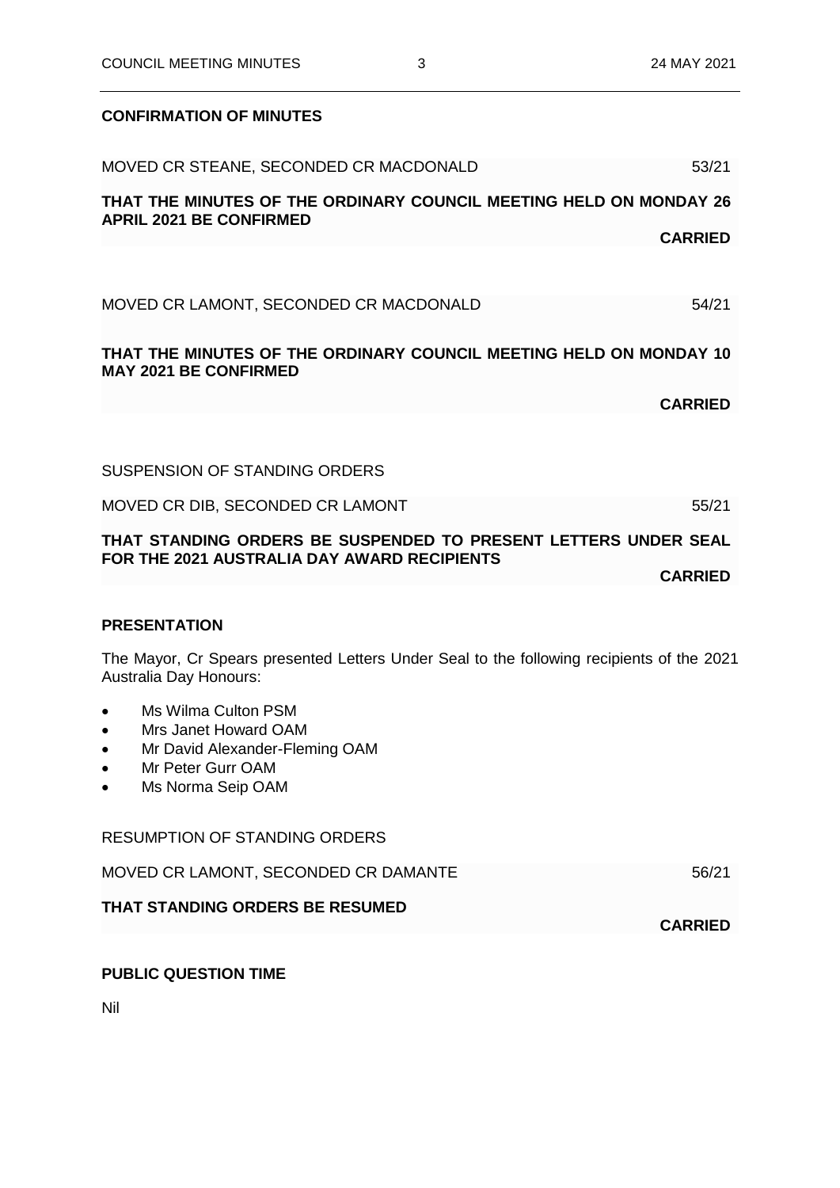**CONFIRMATION OF MINUTES**

MOVED CR STEANE, SECONDED CR MACDONALD 53/21

**THAT THE MINUTES OF THE ORDINARY COUNCIL MEETING HELD ON MONDAY 26 APRIL 2021 BE CONFIRMED**

**CARRIED**

MOVED CR LAMONT, SECONDED CR MACDONALD 54/21

**THAT THE MINUTES OF THE ORDINARY COUNCIL MEETING HELD ON MONDAY 10 MAY 2021 BE CONFIRMED**

**CARRIED**

SUSPENSION OF STANDING ORDERS

MOVED CR DIB, SECONDED CR LAMONT 55/21

**THAT STANDING ORDERS BE SUSPENDED TO PRESENT LETTERS UNDER SEAL FOR THE 2021 AUSTRALIA DAY AWARD RECIPIENTS**

**CARRIED**

**PRESENTATION**

The Mayor, Cr Spears presented Letters Under Seal to the following recipients of the 2021 Australia Day Honours:

- Ms Wilma Culton PSM
- Mrs Janet Howard OAM
- Mr David Alexander-Fleming OAM
- Mr Peter Gurr OAM
- Ms Norma Seip OAM

RESUMPTION OF STANDING ORDERS

MOVED CR LAMONT, SECONDED CR DAMANTE 56/21

**THAT STANDING ORDERS BE RESUMED**

**CARRIED**

**PUBLIC QUESTION TIME**

Nil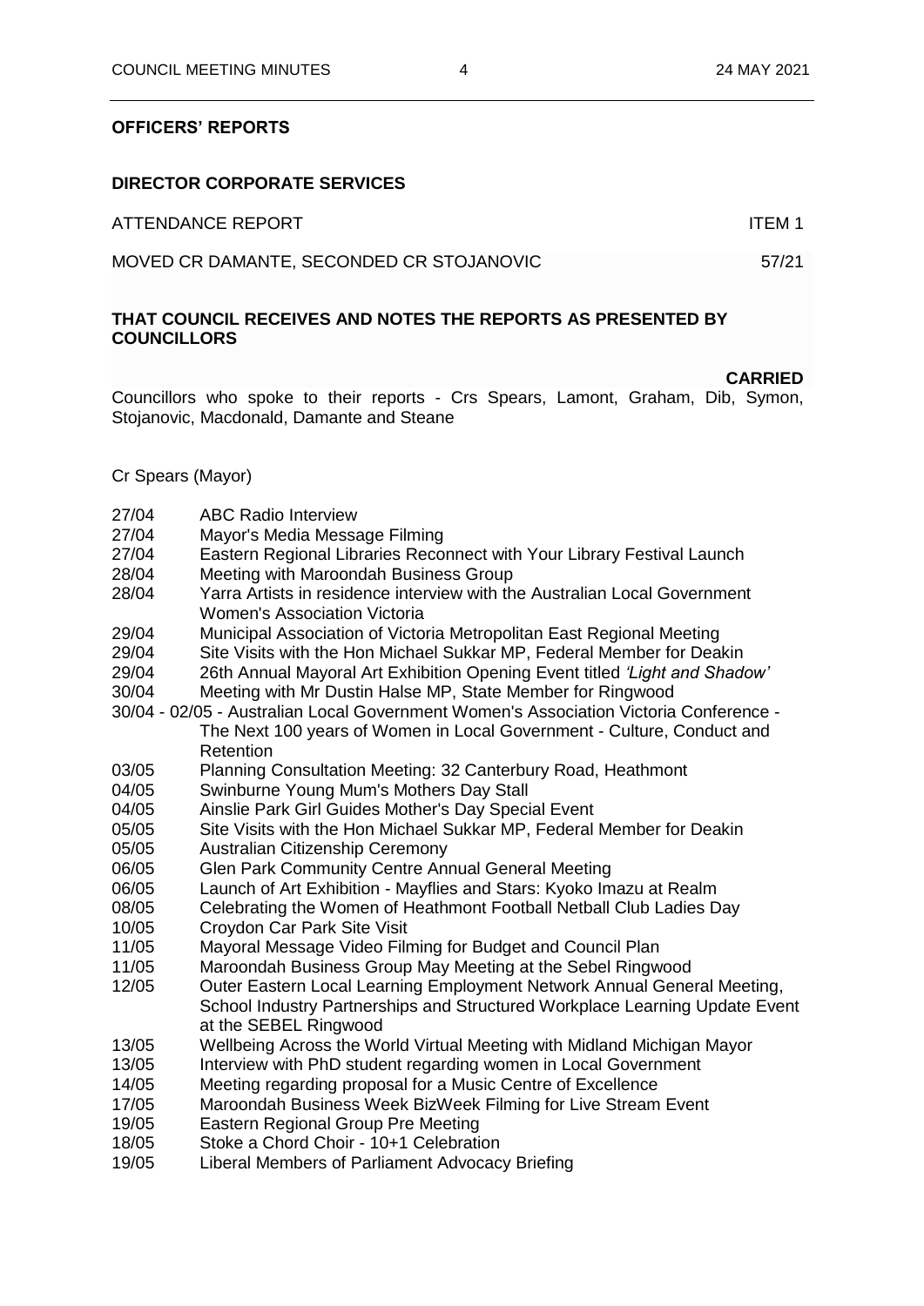## OFFICERS' REPORTS

### DIRECTOR CORPORATE SERVICES

ATTENDANCE REPORT ITEM 1

MOVED CR DAMANTE, SECONDED CR STOJANOVIC 57/21

**THAT COUNCIL RECEIVES AND NOTES THE REPORTS AS PRESENTED BY COUNCILLORS**

**CARRIED**

Councillors who spoke to their reports - Crs Spears, Lamont, Graham, Dib, Symon, Stojanovic, Macdonald, Damante and Steane

Cr Spears (Mayor)

| | |
|---|---|
| 27/04 | ABC Radio Interview |
| 27/04 | Mayor's Media Message Filming |
| 27/04 | Eastern Regional Libraries Reconnect with Your Library Festival Launch |
| 28/04 | Meeting with Maroondah Business Group |
| 28/04 | Yarra Artists in residence interview with the Australian Local Government Women's Association Victoria |
| 29/04 | Municipal Association of Victoria Metropolitan East Regional Meeting |
| 29/04 | Site Visits with the Hon Michael Sukkar MP, Federal Member for Deakin |
| 29/04 | 26th Annual Mayoral Art Exhibition Opening Event titled *'Light and Shadow'* |
| 30/04 | Meeting with Mr Dustin Halse MP, State Member for Ringwood |
| 30/04 - 02/05 | Australian Local Government Women's Association Victoria Conference - The Next 100 years of Women in Local Government - Culture, Conduct and Retention |
| 03/05 | Planning Consultation Meeting: 32 Canterbury Road, Heathmont |
| 04/05 | Swinburne Young Mum's Mothers Day Stall |
| 04/05 | Ainslie Park Girl Guides Mother's Day Special Event |
| 05/05 | Site Visits with the Hon Michael Sukkar MP, Federal Member for Deakin |
| 05/05 | Australian Citizenship Ceremony |
| 06/05 | Glen Park Community Centre Annual General Meeting |
| 06/05 | Launch of Art Exhibition - Mayflies and Stars: Kyoko Imazu at Realm |
| 08/05 | Celebrating the Women of Heathmont Football Netball Club Ladies Day |
| 10/05 | Croydon Car Park Site Visit |
| 11/05 | Mayoral Message Video Filming for Budget and Council Plan |
| 11/05 | Maroondah Business Group May Meeting at the Sebel Ringwood |
| 12/05 | Outer Eastern Local Learning Employment Network Annual General Meeting, School Industry Partnerships and Structured Workplace Learning Update Event at the SEBEL Ringwood |
| 13/05 | Wellbeing Across the World Virtual Meeting with Midland Michigan Mayor |
| 13/05 | Interview with PhD student regarding women in Local Government |
| 14/05 | Meeting regarding proposal for a Music Centre of Excellence |
| 17/05 | Maroondah Business Week BizWeek Filming for Live Stream Event |
| 19/05 | Eastern Regional Group Pre Meeting |
| 18/05 | Stoke a Chord Choir - 10+1 Celebration |
| 19/05 | Liberal Members of Parliament Advocacy Briefing |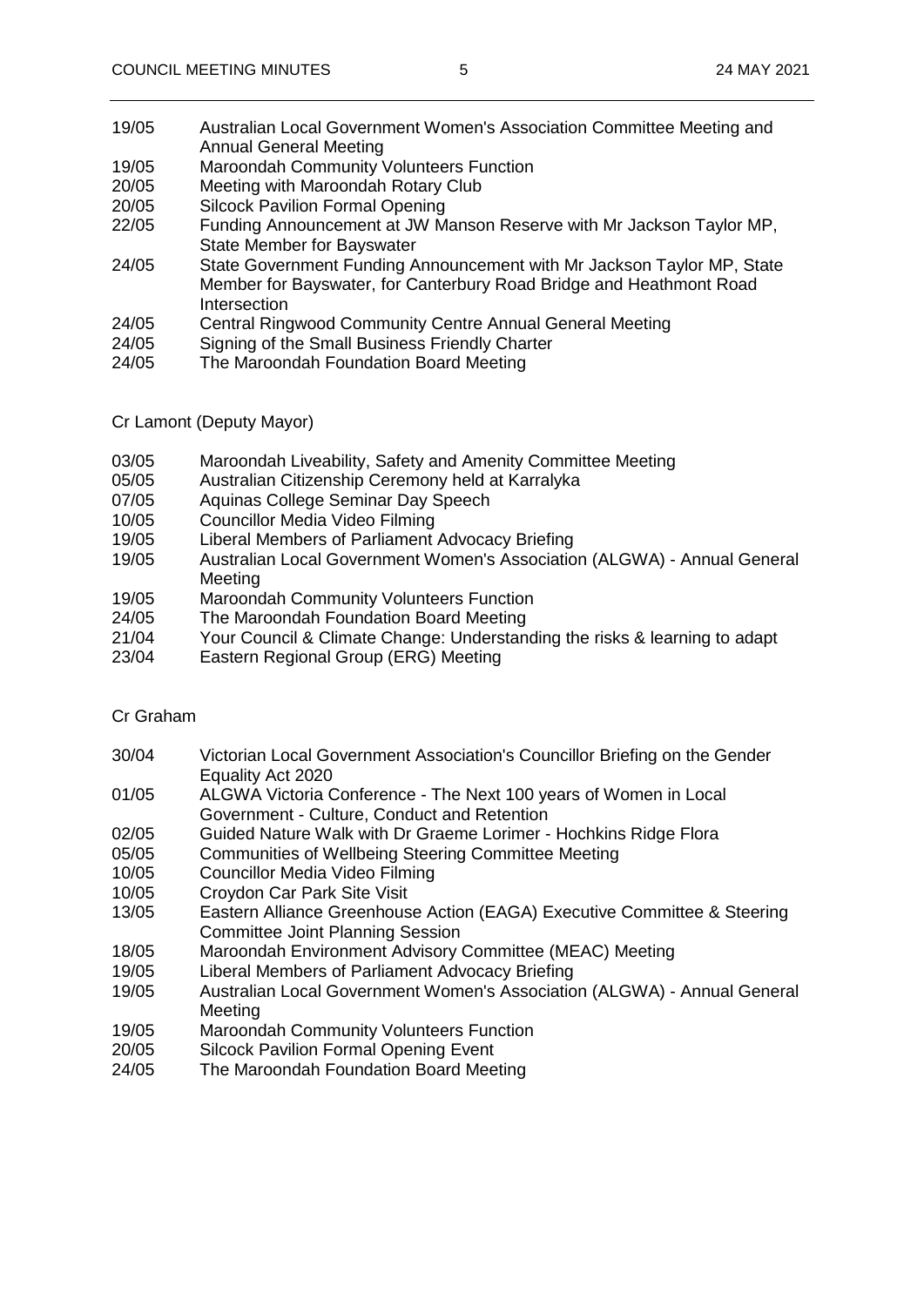19/05 Australian Local Government Women's Association Committee Meeting and Annual General Meeting
19/05 Maroondah Community Volunteers Function
20/05 Meeting with Maroondah Rotary Club
20/05 Silcock Pavilion Formal Opening
22/05 Funding Announcement at JW Manson Reserve with Mr Jackson Taylor MP, State Member for Bayswater
24/05 State Government Funding Announcement with Mr Jackson Taylor MP, State Member for Bayswater, for Canterbury Road Bridge and Heathmont Road Intersection
24/05 Central Ringwood Community Centre Annual General Meeting
24/05 Signing of the Small Business Friendly Charter
24/05 The Maroondah Foundation Board Meeting

Cr Lamont (Deputy Mayor)

03/05 Maroondah Liveability, Safety and Amenity Committee Meeting
05/05 Australian Citizenship Ceremony held at Karralyka
07/05 Aquinas College Seminar Day Speech
10/05 Councillor Media Video Filming
19/05 Liberal Members of Parliament Advocacy Briefing
19/05 Australian Local Government Women's Association (ALGWA) - Annual General Meeting
19/05 Maroondah Community Volunteers Function
24/05 The Maroondah Foundation Board Meeting
21/04 Your Council & Climate Change: Understanding the risks & learning to adapt
23/04 Eastern Regional Group (ERG) Meeting

Cr Graham

30/04 Victorian Local Government Association's Councillor Briefing on the Gender Equality Act 2020
01/05 ALGWA Victoria Conference - The Next 100 years of Women in Local Government - Culture, Conduct and Retention
02/05 Guided Nature Walk with Dr Graeme Lorimer - Hochkins Ridge Flora
05/05 Communities of Wellbeing Steering Committee Meeting
10/05 Councillor Media Video Filming
10/05 Croydon Car Park Site Visit
13/05 Eastern Alliance Greenhouse Action (EAGA) Executive Committee & Steering Committee Joint Planning Session
18/05 Maroondah Environment Advisory Committee (MEAC) Meeting
19/05 Liberal Members of Parliament Advocacy Briefing
19/05 Australian Local Government Women's Association (ALGWA) - Annual General Meeting
19/05 Maroondah Community Volunteers Function
20/05 Silcock Pavilion Formal Opening Event
24/05 The Maroondah Foundation Board Meeting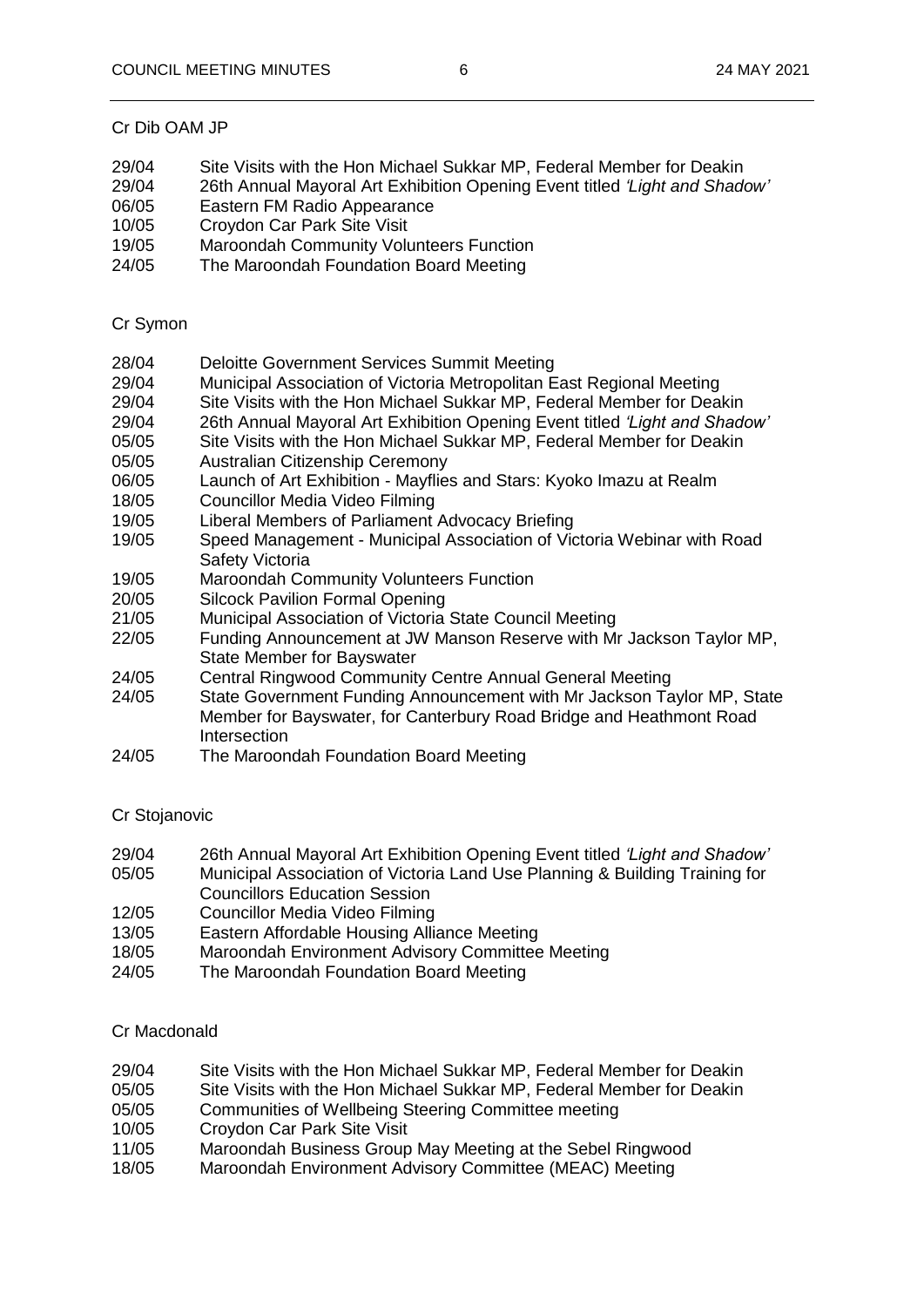Cr Dib OAM JP

29/04 Site Visits with the Hon Michael Sukkar MP, Federal Member for Deakin
29/04 26th Annual Mayoral Art Exhibition Opening Event titled *'Light and Shadow'*
06/05 Eastern FM Radio Appearance
10/05 Croydon Car Park Site Visit
19/05 Maroondah Community Volunteers Function
24/05 The Maroondah Foundation Board Meeting

Cr Symon

28/04 Deloitte Government Services Summit Meeting
29/04 Municipal Association of Victoria Metropolitan East Regional Meeting
29/04 Site Visits with the Hon Michael Sukkar MP, Federal Member for Deakin
29/04 26th Annual Mayoral Art Exhibition Opening Event titled *'Light and Shadow'*
05/05 Site Visits with the Hon Michael Sukkar MP, Federal Member for Deakin
05/05 Australian Citizenship Ceremony
06/05 Launch of Art Exhibition - Mayflies and Stars: Kyoko Imazu at Realm
18/05 Councillor Media Video Filming
19/05 Liberal Members of Parliament Advocacy Briefing
19/05 Speed Management - Municipal Association of Victoria Webinar with Road Safety Victoria
19/05 Maroondah Community Volunteers Function
20/05 Silcock Pavilion Formal Opening
21/05 Municipal Association of Victoria State Council Meeting
22/05 Funding Announcement at JW Manson Reserve with Mr Jackson Taylor MP, State Member for Bayswater
24/05 Central Ringwood Community Centre Annual General Meeting
24/05 State Government Funding Announcement with Mr Jackson Taylor MP, State Member for Bayswater, for Canterbury Road Bridge and Heathmont Road Intersection
24/05 The Maroondah Foundation Board Meeting

Cr Stojanovic

29/04 26th Annual Mayoral Art Exhibition Opening Event titled *'Light and Shadow'*
05/05 Municipal Association of Victoria Land Use Planning & Building Training for Councillors Education Session
12/05 Councillor Media Video Filming
13/05 Eastern Affordable Housing Alliance Meeting
18/05 Maroondah Environment Advisory Committee Meeting
24/05 The Maroondah Foundation Board Meeting

Cr Macdonald

29/04 Site Visits with the Hon Michael Sukkar MP, Federal Member for Deakin
05/05 Site Visits with the Hon Michael Sukkar MP, Federal Member for Deakin
05/05 Communities of Wellbeing Steering Committee meeting
10/05 Croydon Car Park Site Visit
11/05 Maroondah Business Group May Meeting at the Sebel Ringwood
18/05 Maroondah Environment Advisory Committee (MEAC) Meeting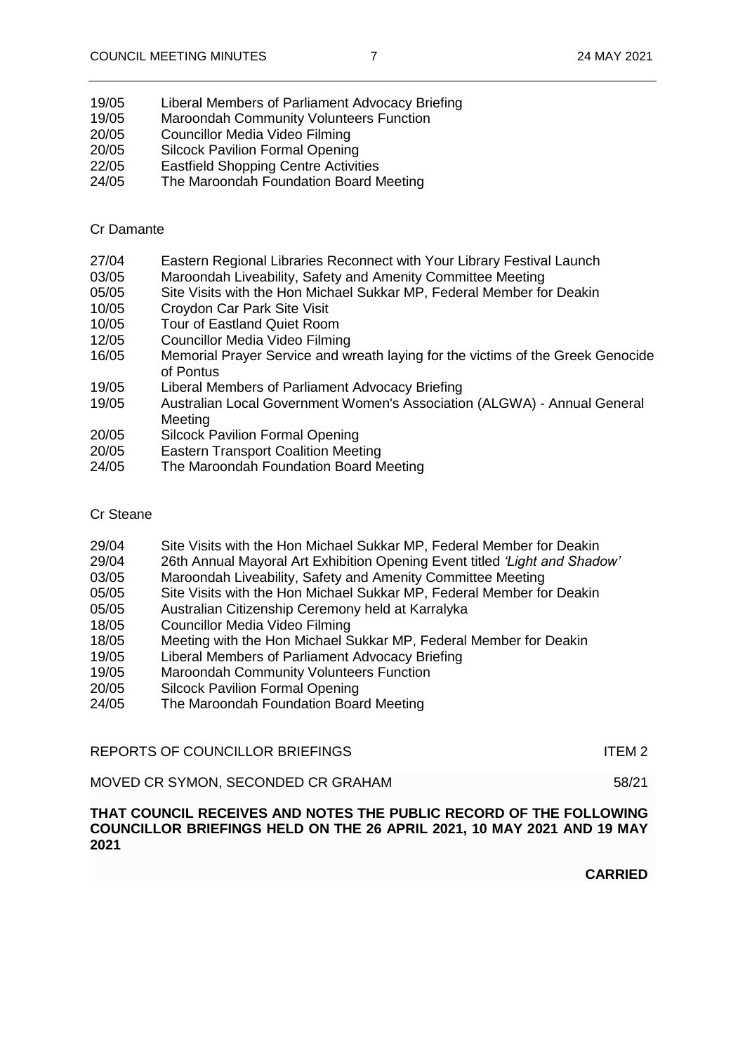19/05 Liberal Members of Parliament Advocacy Briefing
19/05 Maroondah Community Volunteers Function
20/05 Councillor Media Video Filming
20/05 Silcock Pavilion Formal Opening
22/05 Eastfield Shopping Centre Activities
24/05 The Maroondah Foundation Board Meeting

Cr Damante

27/04 Eastern Regional Libraries Reconnect with Your Library Festival Launch
03/05 Maroondah Liveability, Safety and Amenity Committee Meeting
05/05 Site Visits with the Hon Michael Sukkar MP, Federal Member for Deakin
10/05 Croydon Car Park Site Visit
10/05 Tour of Eastland Quiet Room
12/05 Councillor Media Video Filming
16/05 Memorial Prayer Service and wreath laying for the victims of the Greek Genocide of Pontus
19/05 Liberal Members of Parliament Advocacy Briefing
19/05 Australian Local Government Women's Association (ALGWA) - Annual General Meeting
20/05 Silcock Pavilion Formal Opening
20/05 Eastern Transport Coalition Meeting
24/05 The Maroondah Foundation Board Meeting

Cr Steane

29/04 Site Visits with the Hon Michael Sukkar MP, Federal Member for Deakin
29/04 26th Annual Mayoral Art Exhibition Opening Event titled *'Light and Shadow'*
03/05 Maroondah Liveability, Safety and Amenity Committee Meeting
05/05 Site Visits with the Hon Michael Sukkar MP, Federal Member for Deakin
05/05 Australian Citizenship Ceremony held at Karralyka
18/05 Councillor Media Video Filming
18/05 Meeting with the Hon Michael Sukkar MP, Federal Member for Deakin
19/05 Liberal Members of Parliament Advocacy Briefing
19/05 Maroondah Community Volunteers Function
20/05 Silcock Pavilion Formal Opening
24/05 The Maroondah Foundation Board Meeting

REPORTS OF COUNCILLOR BRIEFINGS ITEM 2

MOVED CR SYMON, SECONDED CR GRAHAM 58/21

**THAT COUNCIL RECEIVES AND NOTES THE PUBLIC RECORD OF THE FOLLOWING COUNCILLOR BRIEFINGS HELD ON THE 26 APRIL 2021, 10 MAY 2021 AND 19 MAY 2021**

**CARRIED**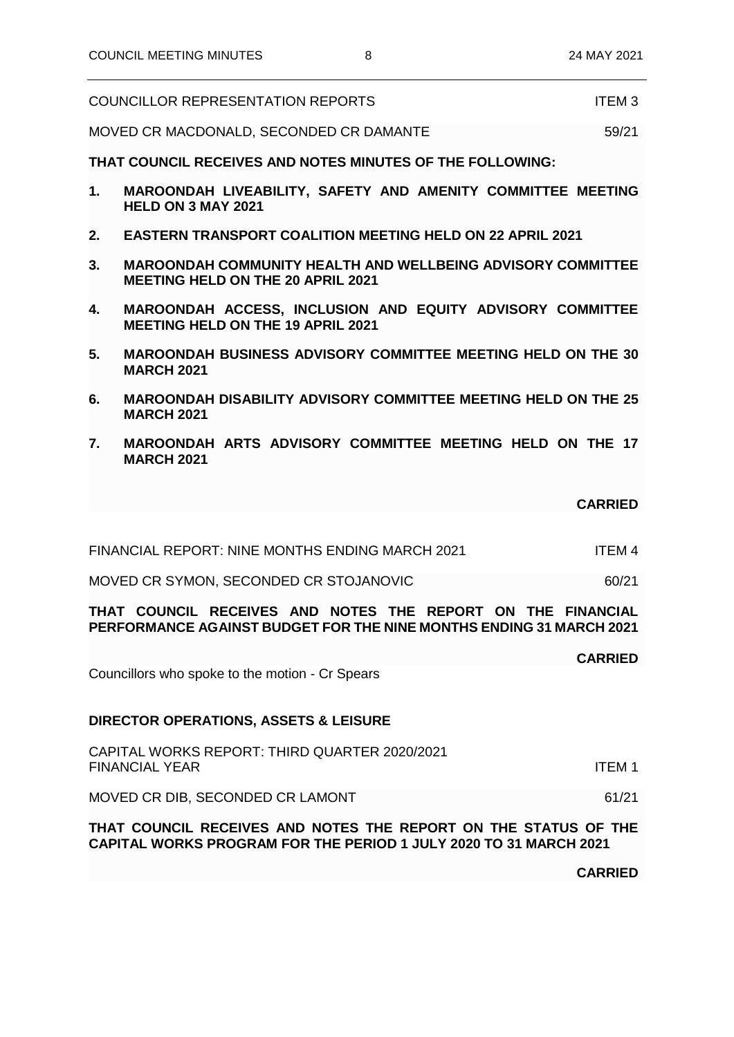COUNCILLOR REPRESENTATION REPORTS ITEM 3

MOVED CR MACDONALD, SECONDED CR DAMANTE 59/21

**THAT COUNCIL RECEIVES AND NOTES MINUTES OF THE FOLLOWING:**

1. **MAROONDAH LIVEABILITY, SAFETY AND AMENITY COMMITTEE MEETING HELD ON 3 MAY 2021**
2. **EASTERN TRANSPORT COALITION MEETING HELD ON 22 APRIL 2021**
3. **MAROONDAH COMMUNITY HEALTH AND WELLBEING ADVISORY COMMITTEE MEETING HELD ON THE 20 APRIL 2021**
4. **MAROONDAH ACCESS, INCLUSION AND EQUITY ADVISORY COMMITTEE MEETING HELD ON THE 19 APRIL 2021**
5. **MAROONDAH BUSINESS ADVISORY COMMITTEE MEETING HELD ON THE 30 MARCH 2021**
6. **MAROONDAH DISABILITY ADVISORY COMMITTEE MEETING HELD ON THE 25 MARCH 2021**
7. **MAROONDAH ARTS ADVISORY COMMITTEE MEETING HELD ON THE 17 MARCH 2021**

**CARRIED**

FINANCIAL REPORT: NINE MONTHS ENDING MARCH 2021 ITEM 4

MOVED CR SYMON, SECONDED CR STOJANOVIC 60/21

**THAT COUNCIL RECEIVES AND NOTES THE REPORT ON THE FINANCIAL PERFORMANCE AGAINST BUDGET FOR THE NINE MONTHS ENDING 31 MARCH 2021**

**CARRIED**

Councillors who spoke to the motion - Cr Spears

**DIRECTOR OPERATIONS, ASSETS & LEISURE**

CAPITAL WORKS REPORT: THIRD QUARTER 2020/2021 FINANCIAL YEAR ITEM 1

MOVED CR DIB, SECONDED CR LAMONT 61/21

**THAT COUNCIL RECEIVES AND NOTES THE REPORT ON THE STATUS OF THE CAPITAL WORKS PROGRAM FOR THE PERIOD 1 JULY 2020 TO 31 MARCH 2021**

**CARRIED**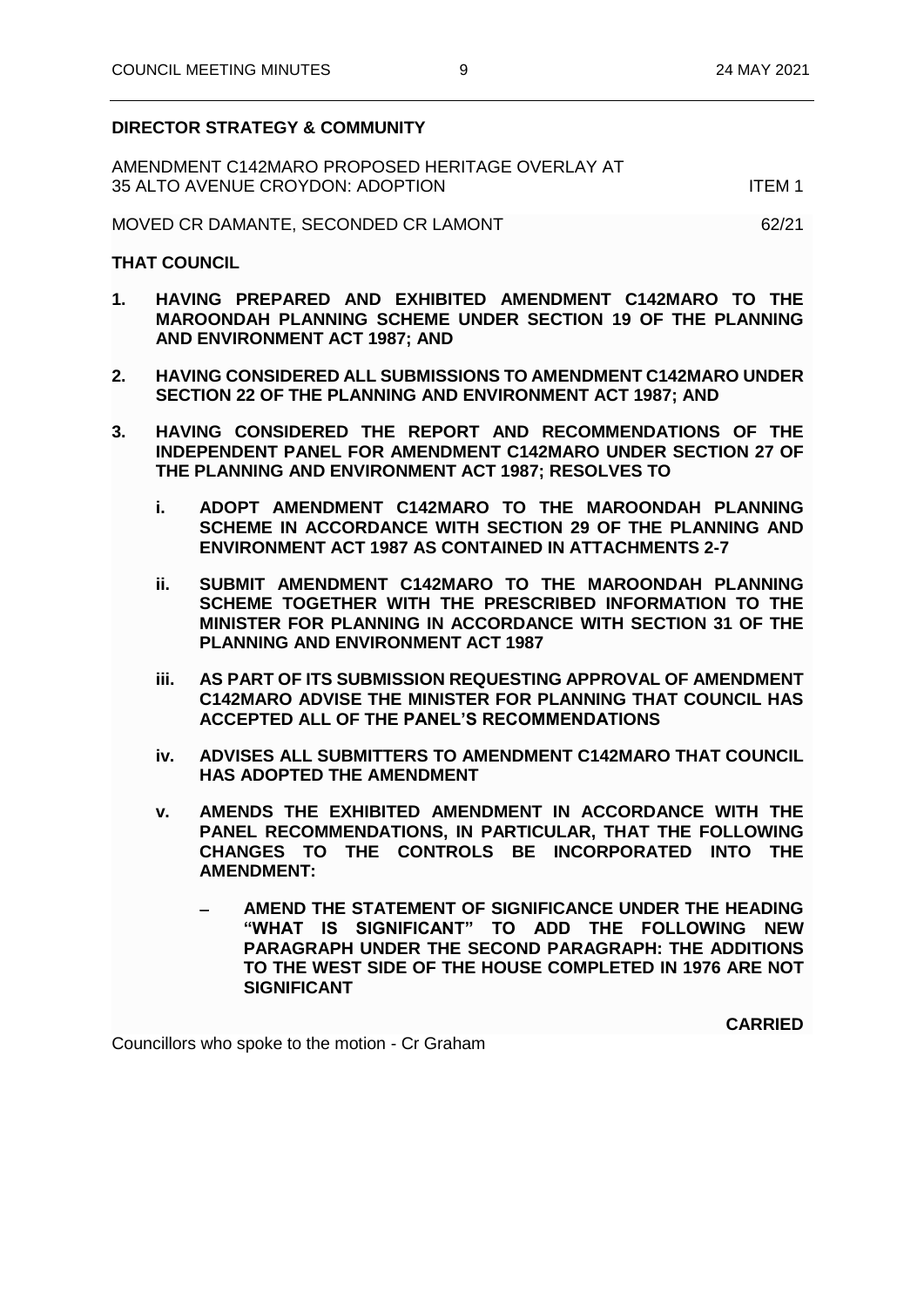**DIRECTOR STRATEGY & COMMUNITY**

AMENDMENT C142MARO PROPOSED HERITAGE OVERLAY AT 35 ALTO AVENUE CROYDON: ADOPTION — ITEM 1

MOVED CR DAMANTE, SECONDED CR LAMONT — 62/21

**THAT COUNCIL**

1. **HAVING PREPARED AND EXHIBITED AMENDMENT C142MARO TO THE MAROONDAH PLANNING SCHEME UNDER SECTION 19 OF THE PLANNING AND ENVIRONMENT ACT 1987; AND**

2. **HAVING CONSIDERED ALL SUBMISSIONS TO AMENDMENT C142MARO UNDER SECTION 22 OF THE PLANNING AND ENVIRONMENT ACT 1987; AND**

3. **HAVING CONSIDERED THE REPORT AND RECOMMENDATIONS OF THE INDEPENDENT PANEL FOR AMENDMENT C142MARO UNDER SECTION 27 OF THE PLANNING AND ENVIRONMENT ACT 1987; RESOLVES TO**

   i. **ADOPT AMENDMENT C142MARO TO THE MAROONDAH PLANNING SCHEME IN ACCORDANCE WITH SECTION 29 OF THE PLANNING AND ENVIRONMENT ACT 1987 AS CONTAINED IN ATTACHMENTS 2-7**

   ii. **SUBMIT AMENDMENT C142MARO TO THE MAROONDAH PLANNING SCHEME TOGETHER WITH THE PRESCRIBED INFORMATION TO THE MINISTER FOR PLANNING IN ACCORDANCE WITH SECTION 31 OF THE PLANNING AND ENVIRONMENT ACT 1987**

   iii. **AS PART OF ITS SUBMISSION REQUESTING APPROVAL OF AMENDMENT C142MARO ADVISE THE MINISTER FOR PLANNING THAT COUNCIL HAS ACCEPTED ALL OF THE PANEL'S RECOMMENDATIONS**

   iv. **ADVISES ALL SUBMITTERS TO AMENDMENT C142MARO THAT COUNCIL HAS ADOPTED THE AMENDMENT**

   v. **AMENDS THE EXHIBITED AMENDMENT IN ACCORDANCE WITH THE PANEL RECOMMENDATIONS, IN PARTICULAR, THAT THE FOLLOWING CHANGES TO THE CONTROLS BE INCORPORATED INTO THE AMENDMENT:**

      - **AMEND THE STATEMENT OF SIGNIFICANCE UNDER THE HEADING "WHAT IS SIGNIFICANT" TO ADD THE FOLLOWING NEW PARAGRAPH UNDER THE SECOND PARAGRAPH: THE ADDITIONS TO THE WEST SIDE OF THE HOUSE COMPLETED IN 1976 ARE NOT SIGNIFICANT**

**CARRIED**

Councillors who spoke to the motion - Cr Graham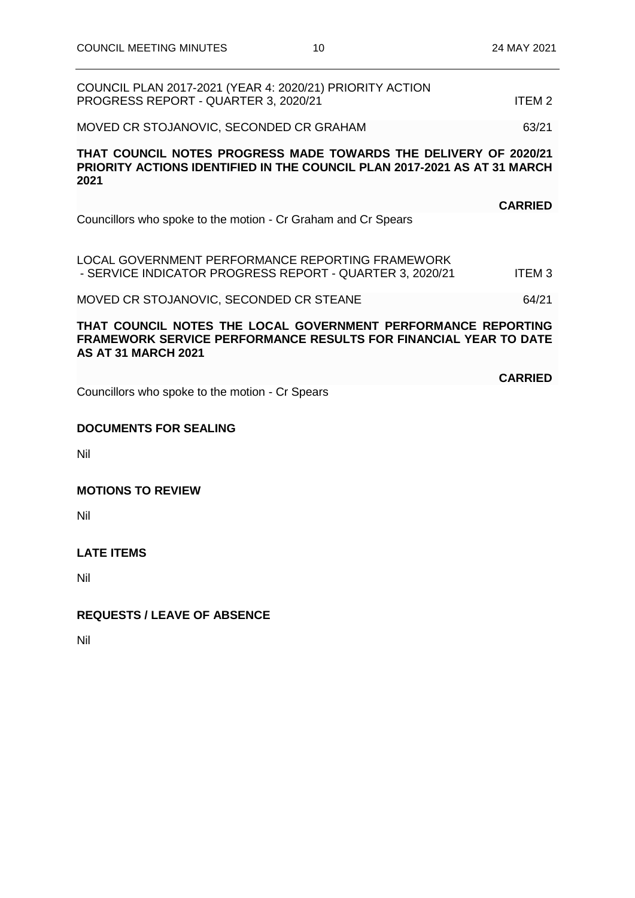COUNCIL PLAN 2017-2021 (YEAR 4: 2020/21) PRIORITY ACTION PROGRESS REPORT - QUARTER 3, 2020/21 ITEM 2

MOVED CR STOJANOVIC, SECONDED CR GRAHAM 63/21

**THAT COUNCIL NOTES PROGRESS MADE TOWARDS THE DELIVERY OF 2020/21 PRIORITY ACTIONS IDENTIFIED IN THE COUNCIL PLAN 2017-2021 AS AT 31 MARCH 2021**

**CARRIED**

Councillors who spoke to the motion - Cr Graham and Cr Spears

LOCAL GOVERNMENT PERFORMANCE REPORTING FRAMEWORK - SERVICE INDICATOR PROGRESS REPORT - QUARTER 3, 2020/21 ITEM 3

MOVED CR STOJANOVIC, SECONDED CR STEANE 64/21

**THAT COUNCIL NOTES THE LOCAL GOVERNMENT PERFORMANCE REPORTING FRAMEWORK SERVICE PERFORMANCE RESULTS FOR FINANCIAL YEAR TO DATE AS AT 31 MARCH 2021**

**CARRIED**

Councillors who spoke to the motion - Cr Spears

**DOCUMENTS FOR SEALING**

Nil

**MOTIONS TO REVIEW**

Nil

**LATE ITEMS**

Nil

**REQUESTS / LEAVE OF ABSENCE**

Nil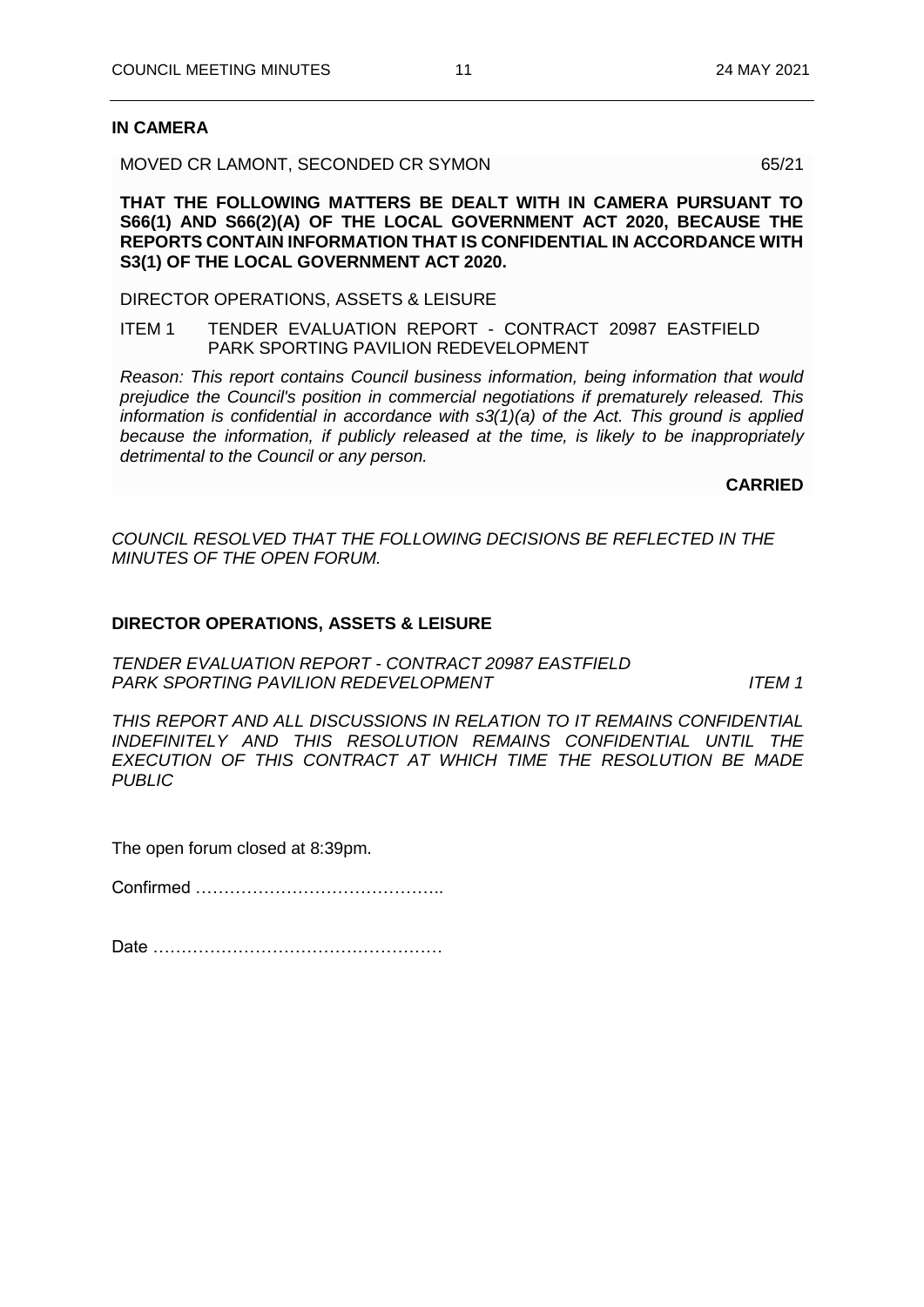**IN CAMERA**

MOVED CR LAMONT, SECONDED CR SYMON 65/21

**THAT THE FOLLOWING MATTERS BE DEALT WITH IN CAMERA PURSUANT TO S66(1) AND S66(2)(A) OF THE LOCAL GOVERNMENT ACT 2020, BECAUSE THE REPORTS CONTAIN INFORMATION THAT IS CONFIDENTIAL IN ACCORDANCE WITH S3(1) OF THE LOCAL GOVERNMENT ACT 2020.**

DIRECTOR OPERATIONS, ASSETS & LEISURE

ITEM 1 TENDER EVALUATION REPORT - CONTRACT 20987 EASTFIELD PARK SPORTING PAVILION REDEVELOPMENT

*Reason: This report contains Council business information, being information that would prejudice the Council's position in commercial negotiations if prematurely released. This information is confidential in accordance with s3(1)(a) of the Act. This ground is applied because the information, if publicly released at the time, is likely to be inappropriately detrimental to the Council or any person.*

**CARRIED**

*COUNCIL RESOLVED THAT THE FOLLOWING DECISIONS BE REFLECTED IN THE MINUTES OF THE OPEN FORUM.*

**DIRECTOR OPERATIONS, ASSETS & LEISURE**

*TENDER EVALUATION REPORT - CONTRACT 20987 EASTFIELD PARK SPORTING PAVILION REDEVELOPMENT* *ITEM 1*

*THIS REPORT AND ALL DISCUSSIONS IN RELATION TO IT REMAINS CONFIDENTIAL INDEFINITELY AND THIS RESOLUTION REMAINS CONFIDENTIAL UNTIL THE EXECUTION OF THIS CONTRACT AT WHICH TIME THE RESOLUTION BE MADE PUBLIC*

The open forum closed at 8:39pm.

Confirmed ……………………………………..

Date ……………………………………………